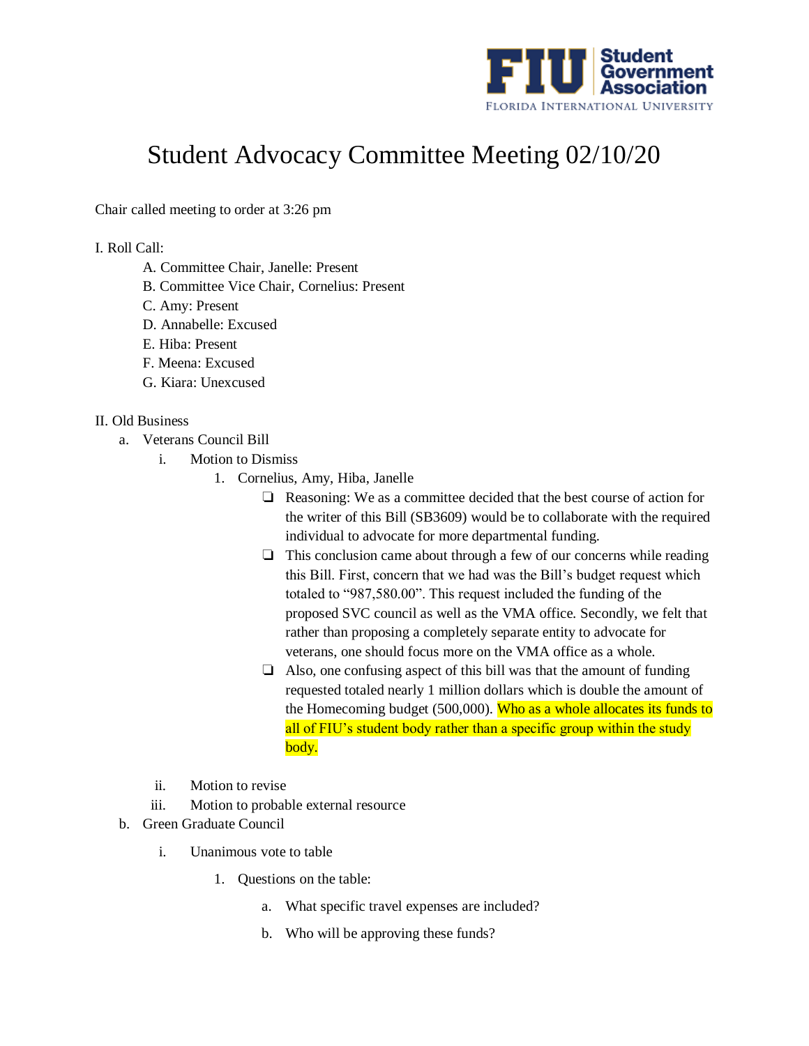# Student Advocacy Committee Meeting 02/10/20

Chair called meeting to order at 3:26 pm

I. Roll Call:

A. Committee Chair, Janelle: Present
B. Committee Vice Chair, Cornelius: Present
C. Amy: Present
D. Annabelle: Excused
E. Hiba: Present
F. Meena: Excused
G. Kiara: Unexcused

II. Old Business

a. Veterans Council Bill
   i. Motion to Dismiss
      1. Cornelius, Amy, Hiba, Janelle
         - Reasoning: We as a committee decided that the best course of action for the writer of this Bill (SB3609) would be to collaborate with the required individual to advocate for more departmental funding.
         - This conclusion came about through a few of our concerns while reading this Bill. First, concern that we had was the Bill's budget request which totaled to "987,580.00". This request included the funding of the proposed SVC council as well as the VMA office. Secondly, we felt that rather than proposing a completely separate entity to advocate for veterans, one should focus more on the VMA office as a whole.
         - Also, one confusing aspect of this bill was that the amount of funding requested totaled nearly 1 million dollars which is double the amount of the Homecoming budget (500,000). Who as a whole allocates its funds to all of FIU's student body rather than a specific group within the study body.
   ii. Motion to revise
   iii. Motion to probable external resource

b. Green Graduate Council
   i. Unanimous vote to table
      1. Questions on the table:
         a. What specific travel expenses are included?
         b. Who will be approving these funds?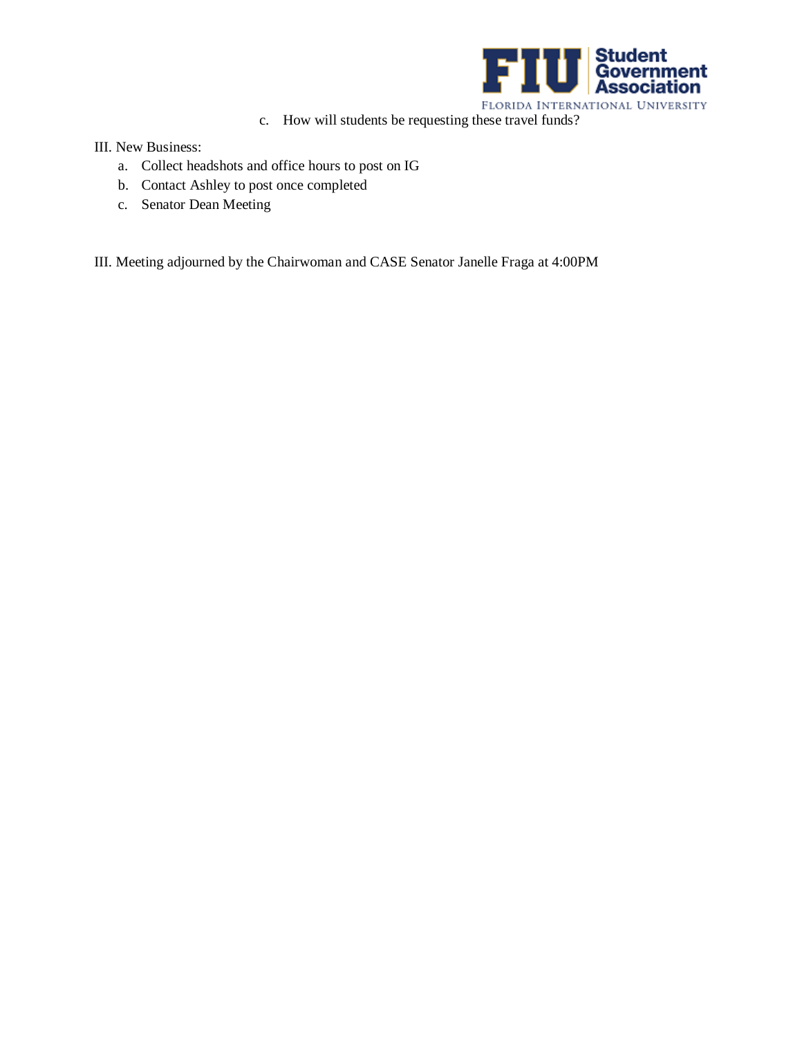c. How will students be requesting these travel funds?

III. New Business:

a. Collect headshots and office hours to post on IG
b. Contact Ashley to post once completed
c. Senator Dean Meeting

III. Meeting adjourned by the Chairwoman and CASE Senator Janelle Fraga at 4:00PM